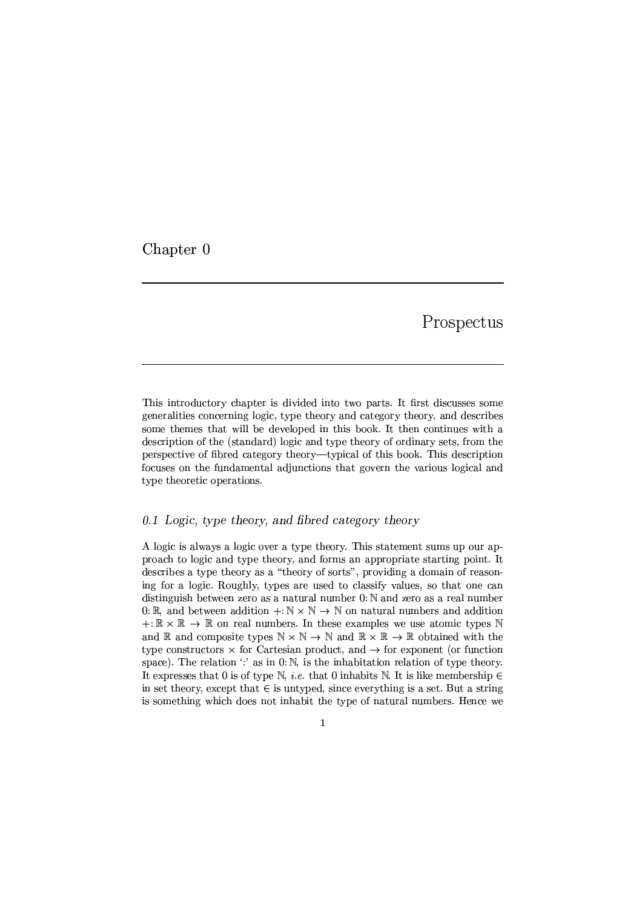# Chapter 0

# Prospectus

This introductory chapter is divided into two parts. It first discusses some generalities concerning logic, type theory and category theory, and describes some themes that will be developed in this book. It then continues with a description of the (standard) logic and type theory of ordinary sets, from the perspective of fibred category theory—typical of this book. This description focuses on the fundamental adjunctions that govern the various logical and type theoretic operations.

## *0.1 Logic, type theory, and fibred category theory*

A logic is always a logic over a type theory. This statement sums up our approach to logic and type theory, and forms an appropriate starting point. It describes a type theory as a "theory of sorts", providing a domain of reasoning for a logic. Roughly, types are used to classify values, so that one can distinguish between zero as a natural number $0\colon \mathbb{N}$ and zero as a real number $0\colon \mathbb{R}$, and between addition $+\colon \mathbb{N} \times \mathbb{N} \to \mathbb{N}$ on natural numbers and addition $+\colon \mathbb{R} \times \mathbb{R} \to \mathbb{R}$ on real numbers. In these examples we use atomic types $\mathbb{N}$ and $\mathbb{R}$ and composite types $\mathbb{N} \times \mathbb{N} \to \mathbb{N}$ and $\mathbb{R} \times \mathbb{R} \to \mathbb{R}$ obtained with the type constructors $\times$ for Cartesian product, and $\to$ for exponent (or function space). The relation ':' as in $0\colon \mathbb{N}$, is the inhabitation relation of type theory. It expresses that 0 is of type $\mathbb{N}$, *i.e.* that 0 inhabits $\mathbb{N}$. It is like membership $\in$ in set theory, except that $\in$ is untyped, since everything is a set. But a string is something which does not inhabit the type of natural numbers. Hence we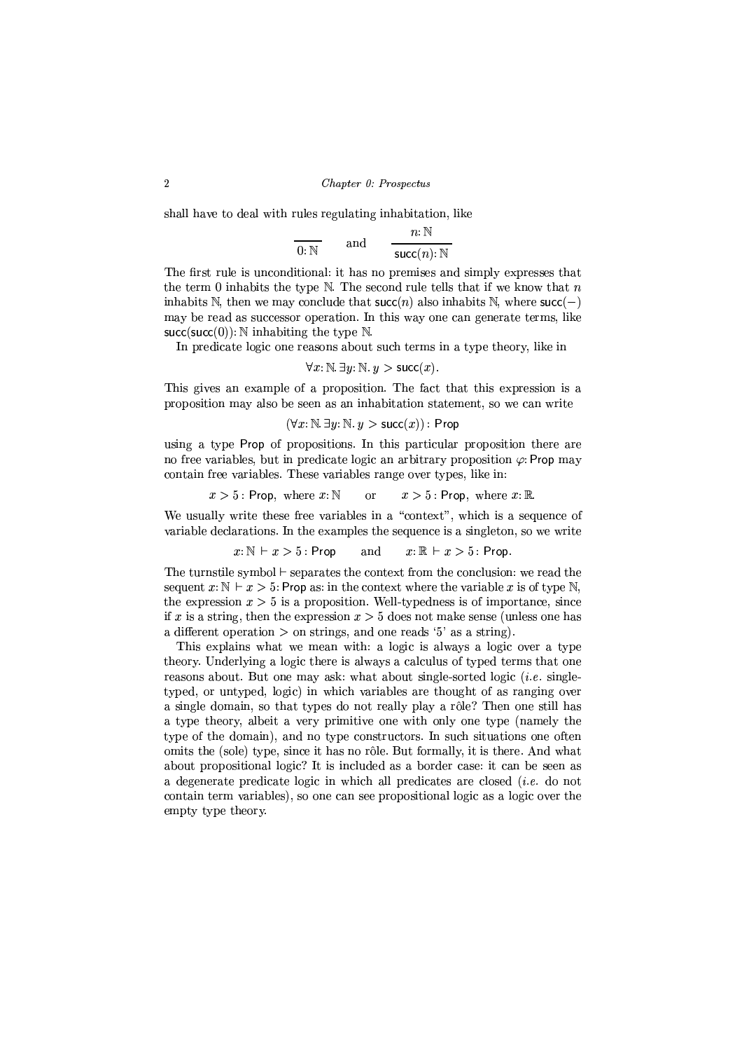shall have to deal with rules regulating inhabitation, like

$$\frac{}{0\colon \mathbb{N}} \qquad \text{and} \qquad \frac{n\colon \mathbb{N}}{\mathsf{succ}(n)\colon \mathbb{N}}$$

The first rule is unconditional: it has no premises and simply expresses that the term 0 inhabits the type $\mathbb{N}$. The second rule tells that if we know that $n$ inhabits $\mathbb{N}$, then we may conclude that $\mathsf{succ}(n)$ also inhabits $\mathbb{N}$, where $\mathsf{succ}(-)$ may be read as successor operation. In this way one can generate terms, like $\mathsf{succ}(\mathsf{succ}(0))\colon \mathbb{N}$ inhabiting the type $\mathbb{N}$.

In predicate logic one reasons about such terms in a type theory, like in

$$\forall x\colon \mathbb{N}.\, \exists y\colon \mathbb{N}.\, y > \mathsf{succ}(x).$$

This gives an example of a proposition. The fact that this expression is a proposition may also be seen as an inhabitation statement, so we can write

$$(\forall x\colon \mathbb{N}.\, \exists y\colon \mathbb{N}.\, y > \mathsf{succ}(x))\colon \mathsf{Prop}$$

using a type $\mathsf{Prop}$ of propositions. In this particular proposition there are no free variables, but in predicate logic an arbitrary proposition $\varphi\colon \mathsf{Prop}$ may contain free variables. These variables range over types, like in:

$$x > 5 : \mathsf{Prop}, \text{ where } x\colon \mathbb{N} \qquad \text{or} \qquad x > 5 : \mathsf{Prop}, \text{ where } x\colon \mathbb{R}.$$

We usually write these free variables in a "context", which is a sequence of variable declarations. In the examples the sequence is a singleton, so we write

$$x\colon \mathbb{N} \vdash x > 5 : \mathsf{Prop} \qquad \text{and} \qquad x\colon \mathbb{R} \vdash x > 5 : \mathsf{Prop}.$$

The turnstile symbol $\vdash$ separates the context from the conclusion: we read the sequent $x\colon \mathbb{N} \vdash x > 5\colon \mathsf{Prop}$ as: in the context where the variable $x$ is of type $\mathbb{N}$, the expression $x > 5$ is a proposition. Well-typedness is of importance, since if $x$ is a string, then the expression $x > 5$ does not make sense (unless one has a different operation $>$ on strings, and one reads '5' as a string).

This explains what we mean with: a logic is always a logic over a type theory. Underlying a logic there is always a calculus of typed terms that one reasons about. But one may ask: what about single-sorted logic (*i.e.* single-typed, or untyped, logic) in which variables are thought of as ranging over a single domain, so that types do not really play a rôle? Then one still has a type theory, albeit a very primitive one with only one type (namely the type of the domain), and no type constructors. In such situations one often omits the (sole) type, since it has no rôle. But formally, it is there. And what about propositional logic? It is included as a border case: it can be seen as a degenerate predicate logic in which all predicates are closed (*i.e.* do not contain term variables), so one can see propositional logic as a logic over the empty type theory.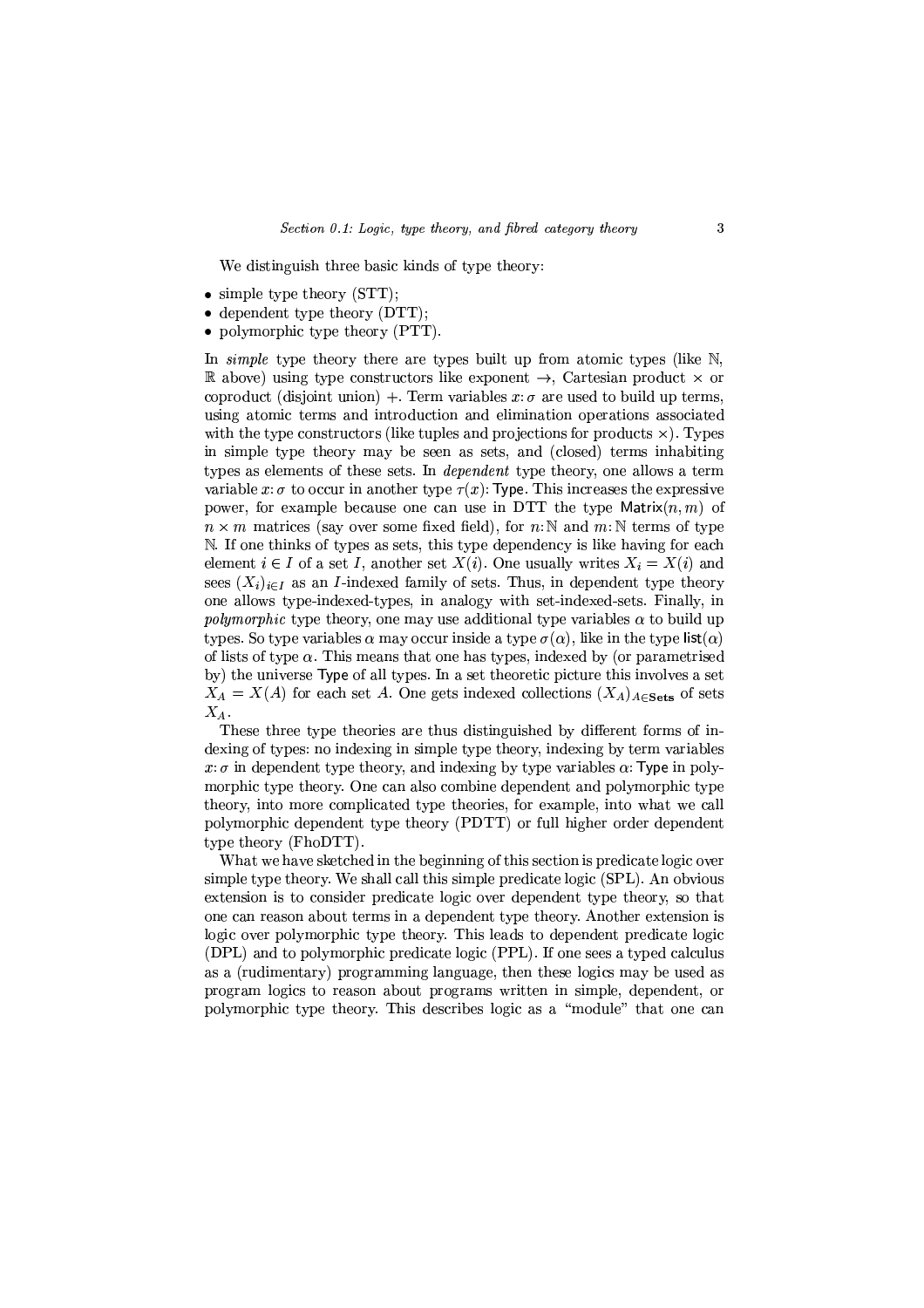We distinguish three basic kinds of type theory:

- simple type theory (STT);
- dependent type theory (DTT);
- polymorphic type theory (PTT).

In *simple* type theory there are types built up from atomic types (like $\mathbb{N}$, $\mathbb{R}$ above) using type constructors like exponent $\rightarrow$, Cartesian product $\times$ or coproduct (disjoint union) $+$. Term variables $x{:}\,\sigma$ are used to build up terms, using atomic terms and introduction and elimination operations associated with the type constructors (like tuples and projections for products $\times$). Types in simple type theory may be seen as sets, and (closed) terms inhabiting types as elements of these sets. In *dependent* type theory, one allows a term variable $x{:}\,\sigma$ to occur in another type $\tau(x){:}\,\mathsf{Type}$. This increases the expressive power, for example because one can use in DTT the type $\mathsf{Matrix}(n, m)$ of $n \times m$ matrices (say over some fixed field), for $n{:}\,\mathbb{N}$ and $m{:}\,\mathbb{N}$ terms of type $\mathbb{N}$. If one thinks of types as sets, this type dependency is like having for each element $i \in I$ of a set $I$, another set $X(i)$. One usually writes $X_i = X(i)$ and sees $(X_i)_{i \in I}$ as an $I$-indexed family of sets. Thus, in dependent type theory one allows type-indexed-types, in analogy with set-indexed-sets. Finally, in *polymorphic* type theory, one may use additional type variables $\alpha$ to build up types. So type variables $\alpha$ may occur inside a type $\sigma(\alpha)$, like in the type $\mathsf{list}(\alpha)$ of lists of type $\alpha$. This means that one has types, indexed by (or parametrised by) the universe $\mathsf{Type}$ of all types. In a set theoretic picture this involves a set $X_A = X(A)$ for each set $A$. One gets indexed collections $(X_A)_{A \in \mathbf{Sets}}$ of sets $X_A$.

These three type theories are thus distinguished by different forms of indexing of types: no indexing in simple type theory, indexing by term variables $x{:}\,\sigma$ in dependent type theory, and indexing by type variables $\alpha{:}\,\mathsf{Type}$ in polymorphic type theory. One can also combine dependent and polymorphic type theory, into more complicated type theories, for example, into what we call polymorphic dependent type theory (PDTT) or full higher order dependent type theory (FhoDTT).

What we have sketched in the beginning of this section is predicate logic over simple type theory. We shall call this simple predicate logic (SPL). An obvious extension is to consider predicate logic over dependent type theory, so that one can reason about terms in a dependent type theory. Another extension is logic over polymorphic type theory. This leads to dependent predicate logic (DPL) and to polymorphic predicate logic (PPL). If one sees a typed calculus as a (rudimentary) programming language, then these logics may be used as program logics to reason about programs written in simple, dependent, or polymorphic type theory. This describes logic as a "module" that one can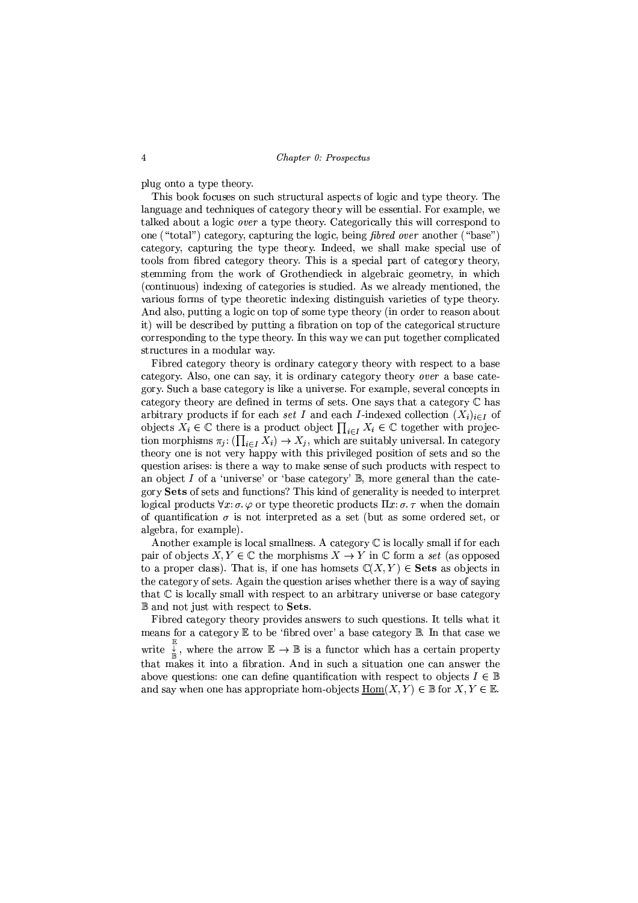plug onto a type theory.

This book focuses on such structural aspects of logic and type theory. The language and techniques of category theory will be essential. For example, we talked about a logic *over* a type theory. Categorically this will correspond to one ("total") category, capturing the logic, being *fibred over* another ("base") category, capturing the type theory. Indeed, we shall make special use of tools from fibred category theory. This is a special part of category theory, stemming from the work of Grothendieck in algebraic geometry, in which (continuous) indexing of categories is studied. As we already mentioned, the various forms of type theoretic indexing distinguish varieties of type theory. And also, putting a logic on top of some type theory (in order to reason about it) will be described by putting a fibration on top of the categorical structure corresponding to the type theory. In this way we can put together complicated structures in a modular way.

Fibred category theory is ordinary category theory with respect to a base category. Also, one can say, it is ordinary category theory *over* a base category. Such a base category is like a universe. For example, several concepts in category theory are defined in terms of sets. One says that a category $\mathbb{C}$ has arbitrary products if for each *set* $I$ and each $I$-indexed collection $(X_i)_{i \in I}$ of objects $X_i \in \mathbb{C}$ there is a product object $\prod_{i \in I} X_i \in \mathbb{C}$ together with projection morphisms $\pi_j \colon (\prod_{i \in I} X_i) \to X_j$, which are suitably universal. In category theory one is not very happy with this privileged position of sets and so the question arises: is there a way to make sense of such products with respect to an object $I$ of a 'universe' or 'base category' $\mathbb{B}$, more general than the category **Sets** of sets and functions? This kind of generality is needed to interpret logical products $\forall x \colon \sigma.\, \varphi$ or type theoretic products $\Pi x \colon \sigma.\, \tau$ when the domain of quantification $\sigma$ is not interpreted as a set (but as some ordered set, or algebra, for example).

Another example is local smallness. A category $\mathbb{C}$ is locally small if for each pair of objects $X, Y \in \mathbb{C}$ the morphisms $X \to Y$ in $\mathbb{C}$ form a *set* (as opposed to a proper class). That is, if one has homsets $\mathbb{C}(X, Y) \in$ **Sets** as objects in the category of sets. Again the question arises whether there is a way of saying that $\mathbb{C}$ is locally small with respect to an arbitrary universe or base category $\mathbb{B}$ and not just with respect to **Sets**.

Fibred category theory provides answers to such questions. It tells what it means for a category $\mathbb{E}$ to be 'fibred over' a base category $\mathbb{B}$. In that case we write $\begin{smallmatrix}\mathbb{E}\\ \downarrow \\ \mathbb{B}\end{smallmatrix}$, where the arrow $\mathbb{E} \to \mathbb{B}$ is a functor which has a certain property that makes it into a fibration. And in such a situation one can answer the above questions: one can define quantification with respect to objects $I \in \mathbb{B}$ and say when one has appropriate hom-objects $\underline{\mathrm{Hom}}(X, Y) \in \mathbb{B}$ for $X, Y \in \mathbb{E}$.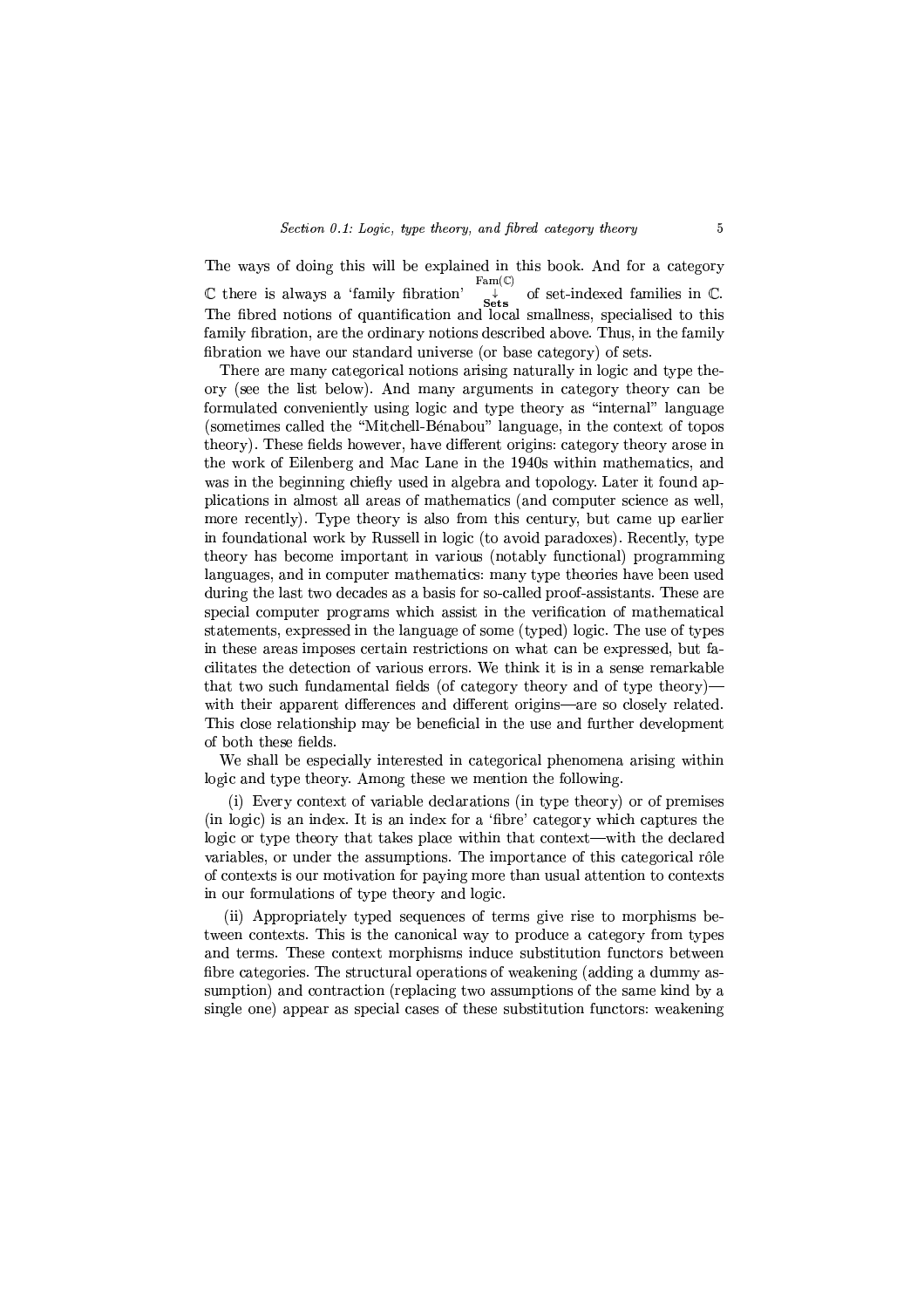The ways of doing this will be explained in this book. And for a category $\mathbb{C}$ there is always a 'family fibration' $\begin{smallmatrix}\mathrm{Fam}(\mathbb{C})\\ \downarrow \\ \mathbf{Sets}\end{smallmatrix}$ of set-indexed families in $\mathbb{C}$. The fibred notions of quantification and local smallness, specialised to this family fibration, are the ordinary notions described above. Thus, in the family fibration we have our standard universe (or base category) of sets.

There are many categorical notions arising naturally in logic and type theory (see the list below). And many arguments in category theory can be formulated conveniently using logic and type theory as "internal" language (sometimes called the "Mitchell-Bénabou" language, in the context of topos theory). These fields however, have different origins: category theory arose in the work of Eilenberg and Mac Lane in the 1940s within mathematics, and was in the beginning chiefly used in algebra and topology. Later it found applications in almost all areas of mathematics (and computer science as well, more recently). Type theory is also from this century, but came up earlier in foundational work by Russell in logic (to avoid paradoxes). Recently, type theory has become important in various (notably functional) programming languages, and in computer mathematics: many type theories have been used during the last two decades as a basis for so-called proof-assistants. These are special computer programs which assist in the verification of mathematical statements, expressed in the language of some (typed) logic. The use of types in these areas imposes certain restrictions on what can be expressed, but facilitates the detection of various errors. We think it is in a sense remarkable that two such fundamental fields (of category theory and of type theory)—with their apparent differences and different origins—are so closely related. This close relationship may be beneficial in the use and further development of both these fields.

We shall be especially interested in categorical phenomena arising within logic and type theory. Among these we mention the following.

(i) Every context of variable declarations (in type theory) or of premises (in logic) is an index. It is an index for a 'fibre' category which captures the logic or type theory that takes place within that context—with the declared variables, or under the assumptions. The importance of this categorical rôle of contexts is our motivation for paying more than usual attention to contexts in our formulations of type theory and logic.

(ii) Appropriately typed sequences of terms give rise to morphisms between contexts. This is the canonical way to produce a category from types and terms. These context morphisms induce substitution functors between fibre categories. The structural operations of weakening (adding a dummy assumption) and contraction (replacing two assumptions of the same kind by a single one) appear as special cases of these substitution functors: weakening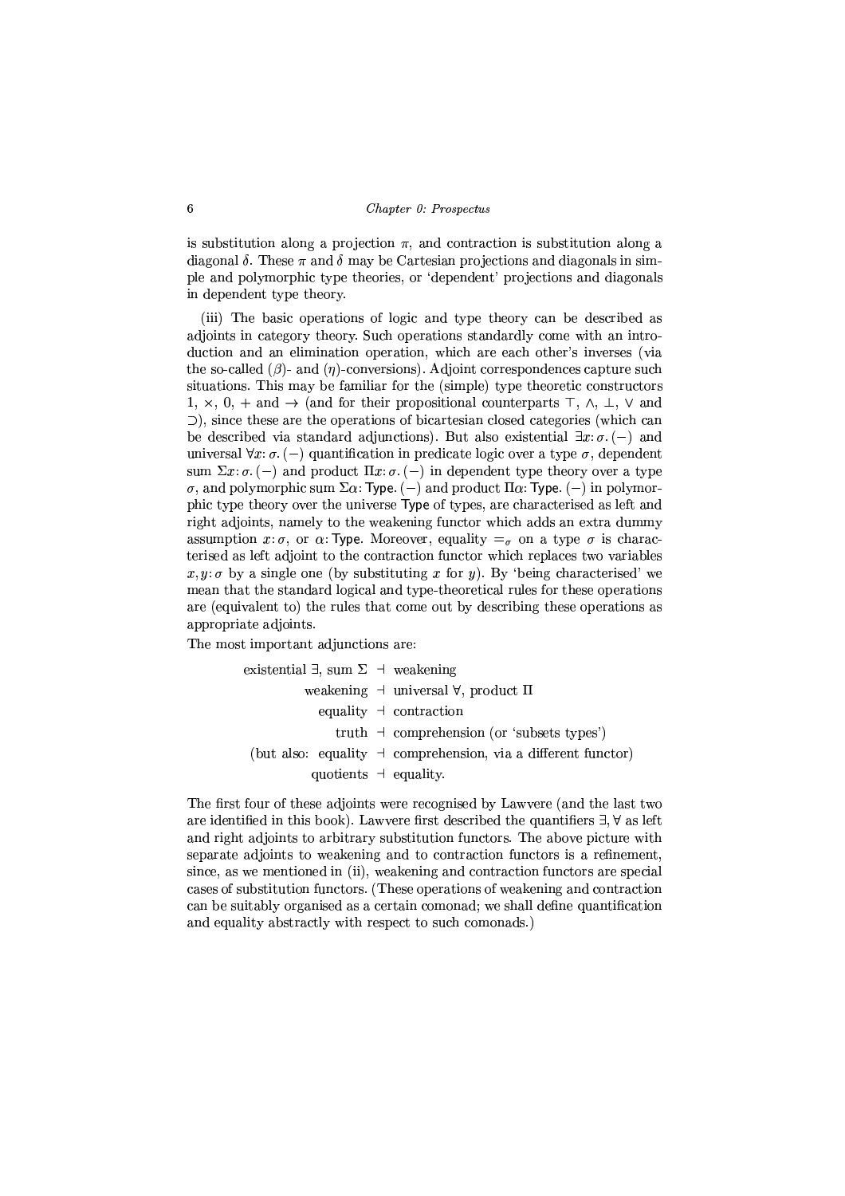is substitution along a projection $\pi$, and contraction is substitution along a diagonal $\delta$. These $\pi$ and $\delta$ may be Cartesian projections and diagonals in simple and polymorphic type theories, or 'dependent' projections and diagonals in dependent type theory.

(iii) The basic operations of logic and type theory can be described as adjoints in category theory. Such operations standardly come with an introduction and an elimination operation, which are each other's inverses (via the so-called ($\beta$)- and ($\eta$)-conversions). Adjoint correspondences capture such situations. This may be familiar for the (simple) type theoretic constructors $1$, $\times$, $0$, $+$ and $\rightarrow$ (and for their propositional counterparts $\top$, $\wedge$, $\bot$, $\vee$ and $\supset$), since these are the operations of bicartesian closed categories (which can be described via standard adjunctions). But also existential $\exists x{:}\,\sigma.\,(-)$ and universal $\forall x{:}\,\sigma.\,(-)$ quantification in predicate logic over a type $\sigma$, dependent sum $\Sigma x{:}\,\sigma.\,(-)$ and product $\Pi x{:}\,\sigma.\,(-)$ in dependent type theory over a type $\sigma$, and polymorphic sum $\Sigma\alpha{:}\,\mathsf{Type}.\,(-)$ and product $\Pi\alpha{:}\,\mathsf{Type}.\,(-)$ in polymorphic type theory over the universe $\mathsf{Type}$ of types, are characterised as left and right adjoints, namely to the weakening functor which adds an extra dummy assumption $x{:}\,\sigma$, or $\alpha{:}\,\mathsf{Type}$. Moreover, equality $=_\sigma$ on a type $\sigma$ is characterised as left adjoint to the contraction functor which replaces two variables $x, y{:}\,\sigma$ by a single one (by substituting $x$ for $y$). By 'being characterised' we mean that the standard logical and type-theoretical rules for these operations are (equivalent to) the rules that come out by describing these operations as appropriate adjoints.

The most important adjunctions are:

$$
\begin{array}{rcl}
\text{existential } \exists, \text{ sum } \Sigma & \dashv & \text{weakening} \\
\text{weakening} & \dashv & \text{universal } \forall, \text{ product } \Pi \\
\text{equality} & \dashv & \text{contraction} \\
\text{truth} & \dashv & \text{comprehension (or 'subsets types')} \\
\text{(but also: equality} & \dashv & \text{comprehension, via a different functor)} \\
\text{quotients} & \dashv & \text{equality.}
\end{array}
$$

The first four of these adjoints were recognised by Lawvere (and the last two are identified in this book). Lawvere first described the quantifiers $\exists, \forall$ as left and right adjoints to arbitrary substitution functors. The above picture with separate adjoints to weakening and to contraction functors is a refinement, since, as we mentioned in (ii), weakening and contraction functors are special cases of substitution functors. (These operations of weakening and contraction can be suitably organised as a certain comonad; we shall define quantification and equality abstractly with respect to such comonads.)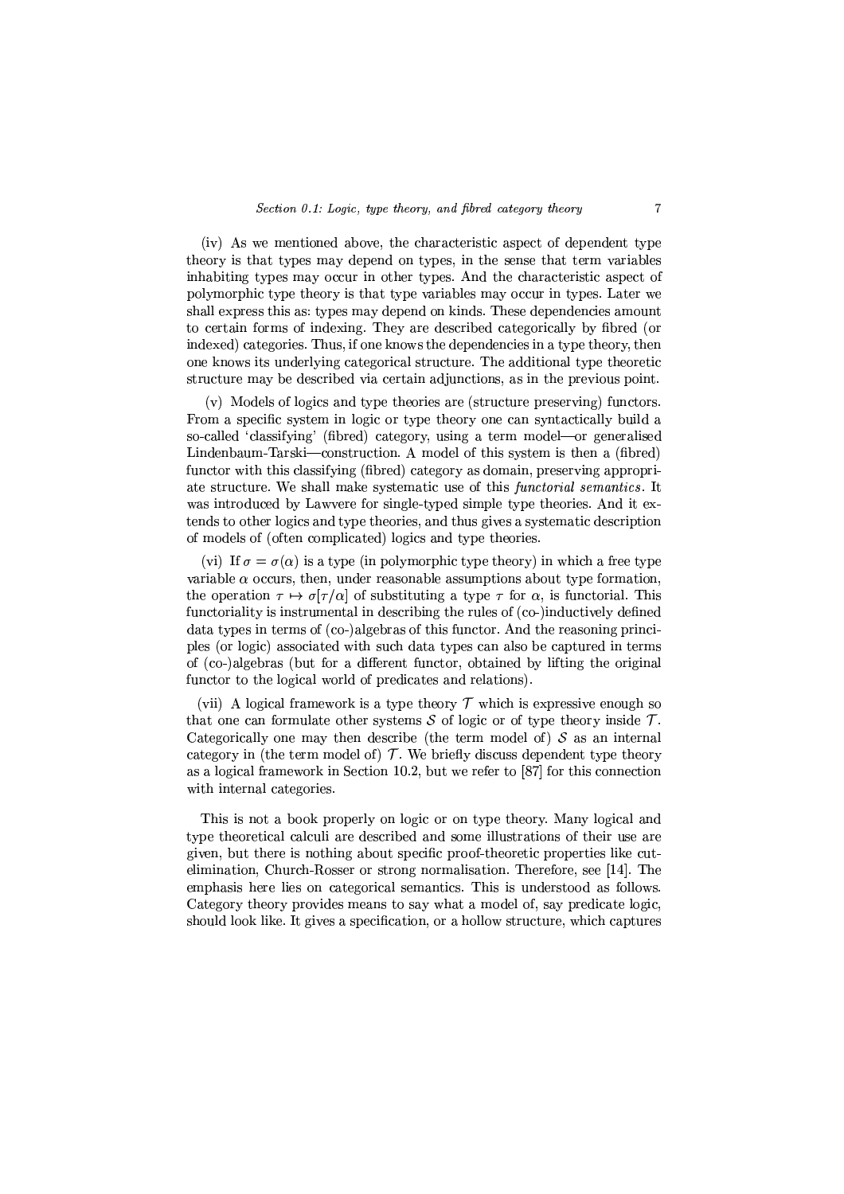(iv) As we mentioned above, the characteristic aspect of dependent type theory is that types may depend on types, in the sense that term variables inhabiting types may occur in other types. And the characteristic aspect of polymorphic type theory is that type variables may occur in types. Later we shall express this as: types may depend on kinds. These dependencies amount to certain forms of indexing. They are described categorically by fibred (or indexed) categories. Thus, if one knows the dependencies in a type theory, then one knows its underlying categorical structure. The additional type theoretic structure may be described via certain adjunctions, as in the previous point.

(v) Models of logics and type theories are (structure preserving) functors. From a specific system in logic or type theory one can syntactically build a so-called 'classifying' (fibred) category, using a term model—or generalised Lindenbaum-Tarski—construction. A model of this system is then a (fibred) functor with this classifying (fibred) category as domain, preserving appropriate structure. We shall make systematic use of this *functorial semantics*. It was introduced by Lawvere for single-typed simple type theories. And it extends to other logics and type theories, and thus gives a systematic description of models of (often complicated) logics and type theories.

(vi) If $\sigma = \sigma(\alpha)$ is a type (in polymorphic type theory) in which a free type variable $\alpha$ occurs, then, under reasonable assumptions about type formation, the operation $\tau \mapsto \sigma[\tau/\alpha]$ of substituting a type $\tau$ for $\alpha$, is functorial. This functoriality is instrumental in describing the rules of (co-)inductively defined data types in terms of (co-)algebras of this functor. And the reasoning principles (or logic) associated with such data types can also be captured in terms of (co-)algebras (but for a different functor, obtained by lifting the original functor to the logical world of predicates and relations).

(vii) A logical framework is a type theory $\mathcal{T}$ which is expressive enough so that one can formulate other systems $\mathcal{S}$ of logic or of type theory inside $\mathcal{T}$. Categorically one may then describe (the term model of) $\mathcal{S}$ as an internal category in (the term model of) $\mathcal{T}$. We briefly discuss dependent type theory as a logical framework in Section 10.2, but we refer to [87] for this connection with internal categories.

This is not a book properly on logic or on type theory. Many logical and type theoretical calculi are described and some illustrations of their use are given, but there is nothing about specific proof-theoretic properties like cut-elimination, Church-Rosser or strong normalisation. Therefore, see [14]. The emphasis here lies on categorical semantics. This is understood as follows. Category theory provides means to say what a model of, say predicate logic, should look like. It gives a specification, or a hollow structure, which captures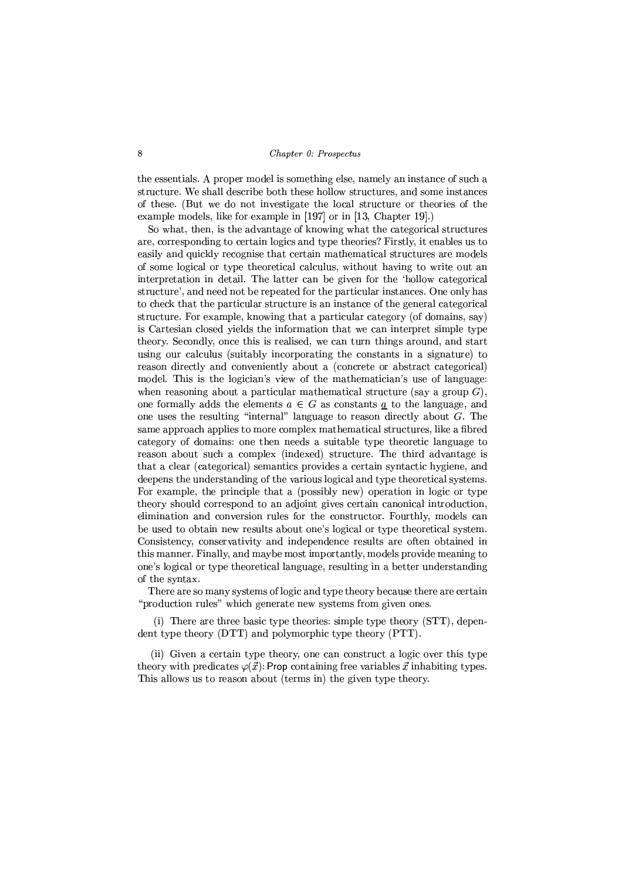the essentials. A proper model is something else, namely an instance of such a structure. We shall describe both these hollow structures, and some instances of these. (But we do not investigate the local structure or theories of the example models, like for example in [197] or in [13, Chapter 19].)

So what, then, is the advantage of knowing what the categorical structures are, corresponding to certain logics and type theories? Firstly, it enables us to easily and quickly recognise that certain mathematical structures are models of some logical or type theoretical calculus, without having to write out an interpretation in detail. The latter can be given for the 'hollow categorical structure', and need not be repeated for the particular instances. One only has to check that the particular structure is an instance of the general categorical structure. For example, knowing that a particular category (of domains, say) is Cartesian closed yields the information that we can interpret simple type theory. Secondly, once this is realised, we can turn things around, and start using our calculus (suitably incorporating the constants in a signature) to reason directly and conveniently about a (concrete or abstract categorical) model. This is the logician's view of the mathematician's use of language: when reasoning about a particular mathematical structure (say a group $G$), one formally adds the elements $a \in G$ as constants $\underline{a}$ to the language, and one uses the resulting "internal" language to reason directly about $G$. The same approach applies to more complex mathematical structures, like a fibred category of domains: one then needs a suitable type theoretic language to reason about such a complex (indexed) structure. The third advantage is that a clear (categorical) semantics provides a certain syntactic hygiene, and deepens the understanding of the various logical and type theoretical systems. For example, the principle that a (possibly new) operation in logic or type theory should correspond to an adjoint gives certain canonical introduction, elimination and conversion rules for the constructor. Fourthly, models can be used to obtain new results about one's logical or type theoretical system. Consistency, conservativity and independence results are often obtained in this manner. Finally, and maybe most importantly, models provide meaning to one's logical or type theoretical language, resulting in a better understanding of the syntax.

There are so many systems of logic and type theory because there are certain "production rules" which generate new systems from given ones.

(i) There are three basic type theories: simple type theory (STT), dependent type theory (DTT) and polymorphic type theory (PTT).

(ii) Given a certain type theory, one can construct a logic over this type theory with predicates $\varphi(\vec{x})\colon \mathsf{Prop}$ containing free variables $\vec{x}$ inhabiting types. This allows us to reason about (terms in) the given type theory.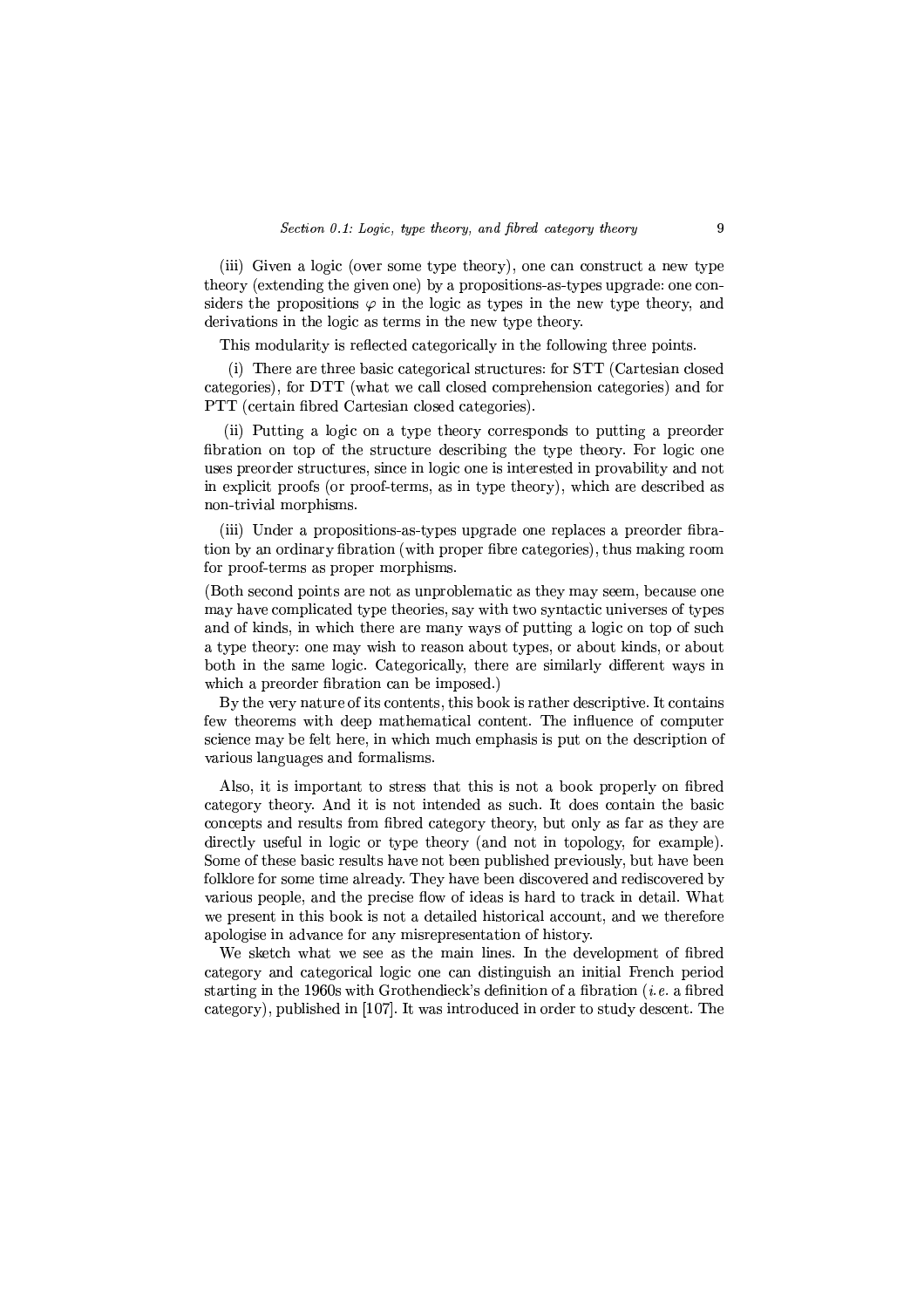(iii) Given a logic (over some type theory), one can construct a new type theory (extending the given one) by a propositions-as-types upgrade: one considers the propositions $\varphi$ in the logic as types in the new type theory, and derivations in the logic as terms in the new type theory.

This modularity is reflected categorically in the following three points.

(i) There are three basic categorical structures: for STT (Cartesian closed categories), for DTT (what we call closed comprehension categories) and for PTT (certain fibred Cartesian closed categories).

(ii) Putting a logic on a type theory corresponds to putting a preorder fibration on top of the structure describing the type theory. For logic one uses preorder structures, since in logic one is interested in provability and not in explicit proofs (or proof-terms, as in type theory), which are described as non-trivial morphisms.

(iii) Under a propositions-as-types upgrade one replaces a preorder fibration by an ordinary fibration (with proper fibre categories), thus making room for proof-terms as proper morphisms.

(Both second points are not as unproblematic as they may seem, because one may have complicated type theories, say with two syntactic universes of types and of kinds, in which there are many ways of putting a logic on top of such a type theory: one may wish to reason about types, or about kinds, or about both in the same logic. Categorically, there are similarly different ways in which a preorder fibration can be imposed.)

By the very nature of its contents, this book is rather descriptive. It contains few theorems with deep mathematical content. The influence of computer science may be felt here, in which much emphasis is put on the description of various languages and formalisms.

Also, it is important to stress that this is not a book properly on fibred category theory. And it is not intended as such. It does contain the basic concepts and results from fibred category theory, but only as far as they are directly useful in logic or type theory (and not in topology, for example). Some of these basic results have not been published previously, but have been folklore for some time already. They have been discovered and rediscovered by various people, and the precise flow of ideas is hard to track in detail. What we present in this book is not a detailed historical account, and we therefore apologise in advance for any misrepresentation of history.

We sketch what we see as the main lines. In the development of fibred category and categorical logic one can distinguish an initial French period starting in the 1960s with Grothendieck's definition of a fibration (*i.e.* a fibred category), published in [107]. It was introduced in order to study descent. The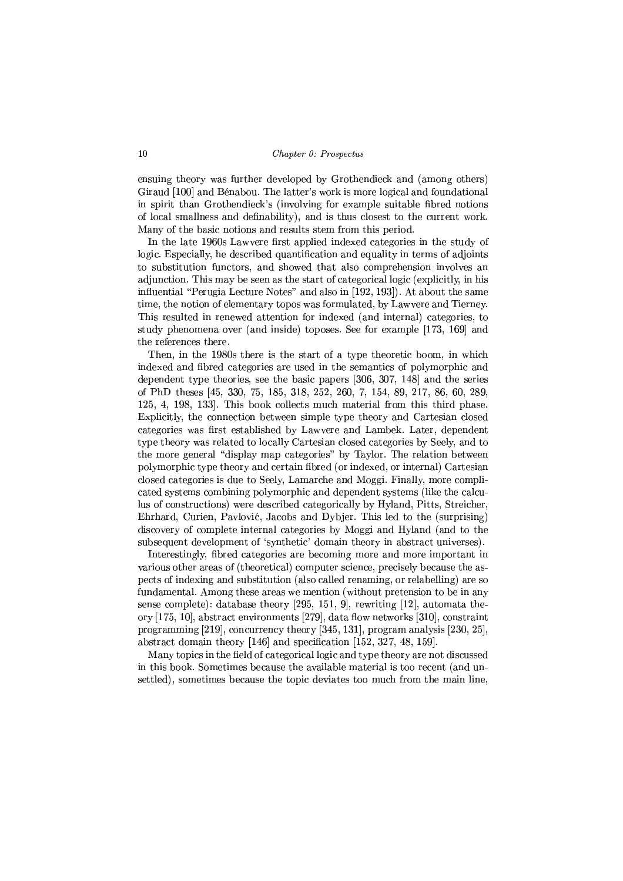ensuing theory was further developed by Grothendieck and (among others) Giraud [100] and Bénabou. The latter's work is more logical and foundational in spirit than Grothendieck's (involving for example suitable fibred notions of local smallness and definability), and is thus closest to the current work. Many of the basic notions and results stem from this period.

In the late 1960s Lawvere first applied indexed categories in the study of logic. Especially, he described quantification and equality in terms of adjoints to substitution functors, and showed that also comprehension involves an adjunction. This may be seen as the start of categorical logic (explicitly, in his influential "Perugia Lecture Notes" and also in [192, 193]). At about the same time, the notion of elementary topos was formulated, by Lawvere and Tierney. This resulted in renewed attention for indexed (and internal) categories, to study phenomena over (and inside) toposes. See for example [173, 169] and the references there.

Then, in the 1980s there is the start of a type theoretic boom, in which indexed and fibred categories are used in the semantics of polymorphic and dependent type theories, see the basic papers [306, 307, 148] and the series of PhD theses [45, 330, 75, 185, 318, 252, 260, 7, 154, 89, 217, 86, 60, 289, 125, 4, 198, 133]. This book collects much material from this third phase. Explicitly, the connection between simple type theory and Cartesian closed categories was first established by Lawvere and Lambek. Later, dependent type theory was related to locally Cartesian closed categories by Seely, and to the more general "display map categories" by Taylor. The relation between polymorphic type theory and certain fibred (or indexed, or internal) Cartesian closed categories is due to Seely, Lamarche and Moggi. Finally, more complicated systems combining polymorphic and dependent systems (like the calculus of constructions) were described categorically by Hyland, Pitts, Streicher, Ehrhard, Curien, Pavlović, Jacobs and Dybjer. This led to the (surprising) discovery of complete internal categories by Moggi and Hyland (and to the subsequent development of 'synthetic' domain theory in abstract universes).

Interestingly, fibred categories are becoming more and more important in various other areas of (theoretical) computer science, precisely because the aspects of indexing and substitution (also called renaming, or relabelling) are so fundamental. Among these areas we mention (without pretension to be in any sense complete): database theory [295, 151, 9], rewriting [12], automata theory [175, 10], abstract environments [279], data flow networks [310], constraint programming [219], concurrency theory [345, 131], program analysis [230, 25], abstract domain theory [146] and specification [152, 327, 48, 159].

Many topics in the field of categorical logic and type theory are not discussed in this book. Sometimes because the available material is too recent (and unsettled), sometimes because the topic deviates too much from the main line,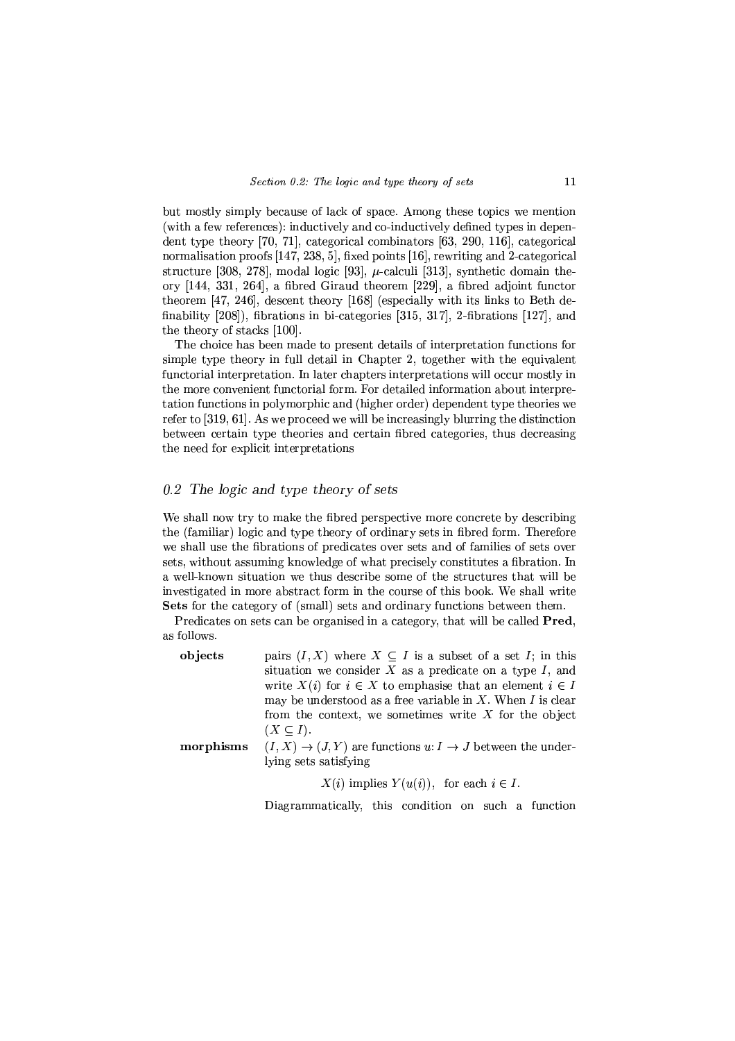but mostly simply because of lack of space. Among these topics we mention (with a few references): inductively and co-inductively defined types in dependent type theory [70, 71], categorical combinators [63, 290, 116], categorical normalisation proofs [147, 238, 5], fixed points [16], rewriting and 2-categorical structure [308, 278], modal logic [93], $\mu$-calculi [313], synthetic domain theory [144, 331, 264], a fibred Giraud theorem [229], a fibred adjoint functor theorem [47, 246], descent theory [168] (especially with its links to Beth definability [208]), fibrations in bi-categories [315, 317], 2-fibrations [127], and the theory of stacks [100].

The choice has been made to present details of interpretation functions for simple type theory in full detail in Chapter 2, together with the equivalent functorial interpretation. In later chapters interpretations will occur mostly in the more convenient functorial form. For detailed information about interpretation functions in polymorphic and (higher order) dependent type theories we refer to [319, 61]. As we proceed we will be increasingly blurring the distinction between certain type theories and certain fibred categories, thus decreasing the need for explicit interpretations

## *0.2 The logic and type theory of sets*

We shall now try to make the fibred perspective more concrete by describing the (familiar) logic and type theory of ordinary sets in fibred form. Therefore we shall use the fibrations of predicates over sets and of families of sets over sets, without assuming knowledge of what precisely constitutes a fibration. In a well-known situation we thus describe some of the structures that will be investigated in more abstract form in the course of this book. We shall write **Sets** for the category of (small) sets and ordinary functions between them.

Predicates on sets can be organised in a category, that will be called **Pred**, as follows.

**objects** pairs $(I, X)$ where $X \subseteq I$ is a subset of a set $I$; in this situation we consider $X$ as a predicate on a type $I$, and write $X(i)$ for $i \in X$ to emphasise that an element $i \in I$ may be understood as a free variable in $X$. When $I$ is clear from the context, we sometimes write $X$ for the object $(X \subseteq I)$.

**morphisms** $(I, X) \to (J, Y)$ are functions $u: I \to J$ between the underlying sets satisfying

$$X(i) \text{ implies } Y(u(i)), \quad \text{for each } i \in I.$$

Diagrammatically, this condition on such a function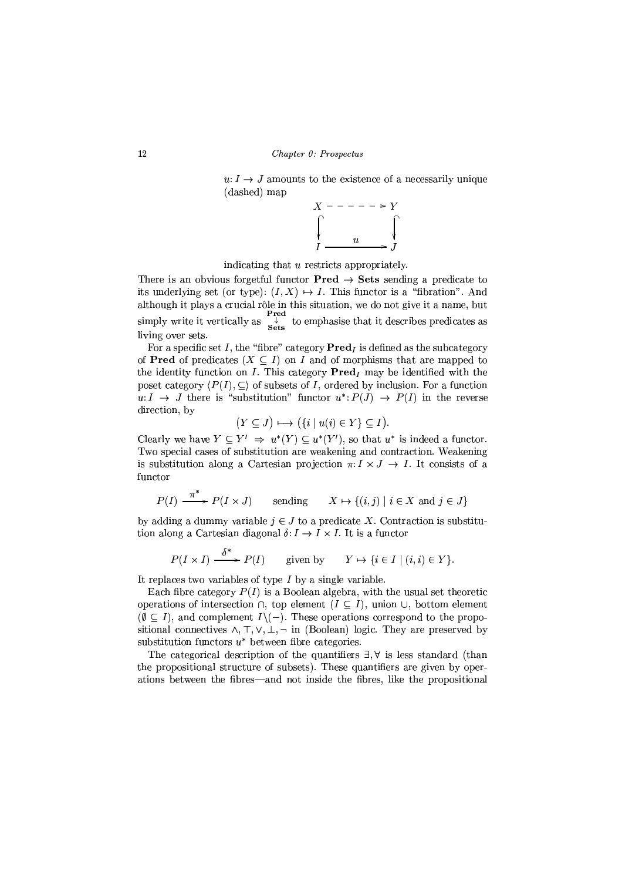$u: I \to J$ amounts to the existence of a necessarily unique (dashed) map

$$\begin{array}{ccc} X & \dashrightarrow & Y \\ \downarrow & & \downarrow \\ I & \xrightarrow{\quad u \quad} & J \end{array}$$

indicating that $u$ restricts appropriately.

There is an obvious forgetful functor $\mathbf{Pred} \to \mathbf{Sets}$ sending a predicate to its underlying set (or type): $(I, X) \mapsto I$. This functor is a "fibration". And although it plays a crucial rôle in this situation, we do not give it a name, but simply write it vertically as $\begin{smallmatrix}\mathbf{Pred}\\ \downarrow \\ \mathbf{Sets}\end{smallmatrix}$ to emphasise that it describes predicates as living over sets.

For a specific set $I$, the "fibre" category $\mathbf{Pred}_I$ is defined as the subcategory of $\mathbf{Pred}$ of predicates $(X \subseteq I)$ on $I$ and of morphisms that are mapped to the identity function on $I$. This category $\mathbf{Pred}_I$ may be identified with the poset category $\langle P(I), \subseteq \rangle$ of subsets of $I$, ordered by inclusion. For a function $u: I \to J$ there is "substitution" functor $u^*: P(J) \to P(I)$ in the reverse direction, by

$$\big(Y \subseteq J\big) \longmapsto \big(\{i \mid u(i) \in Y\} \subseteq I\big).$$

Clearly we have $Y \subseteq Y' \Rightarrow u^*(Y) \subseteq u^*(Y')$, so that $u^*$ is indeed a functor. Two special cases of substitution are weakening and contraction. Weakening is substitution along a Cartesian projection $\pi: I \times J \to I$. It consists of a functor

$$P(I) \xrightarrow{\pi^*} P(I \times J) \qquad \text{sending} \qquad X \mapsto \{(i, j) \mid i \in X \text{ and } j \in J\}$$

by adding a dummy variable $j \in J$ to a predicate $X$. Contraction is substitution along a Cartesian diagonal $\delta: I \to I \times I$. It is a functor

$$P(I \times I) \xrightarrow{\delta^*} P(I) \qquad \text{given by} \qquad Y \mapsto \{i \in I \mid (i, i) \in Y\}.$$

It replaces two variables of type $I$ by a single variable.

Each fibre category $P(I)$ is a Boolean algebra, with the usual set theoretic operations of intersection $\cap$, top element $(I \subseteq I)$, union $\cup$, bottom element $(\emptyset \subseteq I)$, and complement $I \backslash (-)$. These operations correspond to the propositional connectives $\wedge, \top, \vee, \bot, \neg$ in (Boolean) logic. They are preserved by substitution functors $u^*$ between fibre categories.

The categorical description of the quantifiers $\exists, \forall$ is less standard (than the propositional structure of subsets). These quantifiers are given by operations between the fibres—and not inside the fibres, like the propositional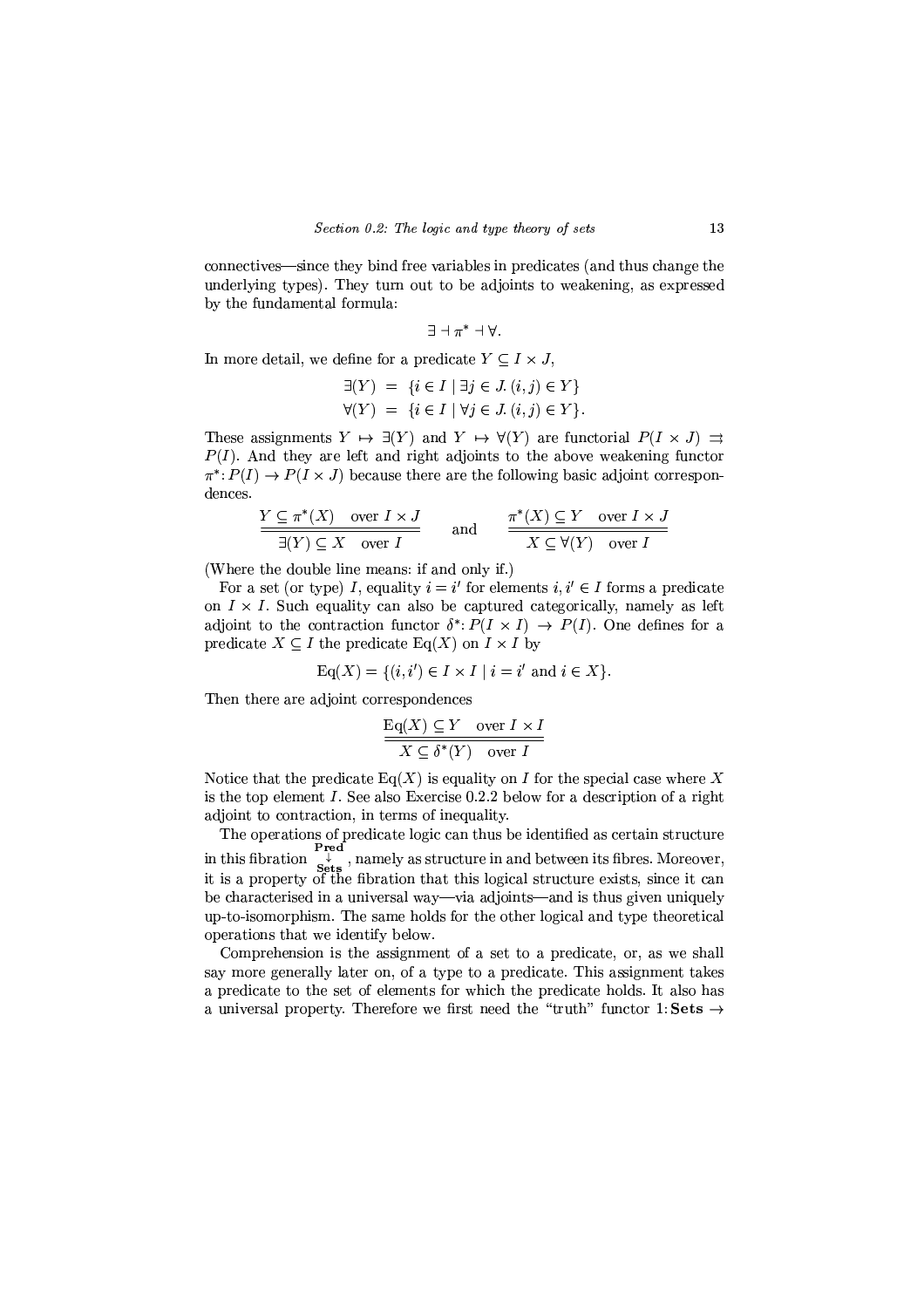connectives—since they bind free variables in predicates (and thus change the underlying types). They turn out to be adjoints to weakening, as expressed by the fundamental formula:

$$\exists \dashv \pi^* \dashv \forall.$$

In more detail, we define for a predicate $Y \subseteq I \times J$,

$$\begin{aligned}
\exists(Y) &= \{i \in I \mid \exists j \in J.\, (i,j) \in Y\} \\
\forall(Y) &= \{i \in I \mid \forall j \in J.\, (i,j) \in Y\}.
\end{aligned}$$

These assignments $Y \mapsto \exists(Y)$ and $Y \mapsto \forall(Y)$ are functorial $P(I \times J) \rightrightarrows P(I)$. And they are left and right adjoints to the above weakening functor $\pi^* \colon P(I) \to P(I \times J)$ because there are the following basic adjoint correspondences.

$$\frac{Y \subseteq \pi^*(X) \quad \text{over } I \times J}{\overline{\exists(Y) \subseteq X \quad \text{over } I}} \qquad \text{and} \qquad \frac{\pi^*(X) \subseteq Y \quad \text{over } I \times J}{\overline{X \subseteq \forall(Y) \quad \text{over } I}}$$

(Where the double line means: if and only if.)

For a set (or type) $I$, equality $i = i'$ for elements $i, i' \in I$ forms a predicate on $I \times I$. Such equality can also be captured categorically, namely as left adjoint to the contraction functor $\delta^* \colon P(I \times I) \to P(I)$. One defines for a predicate $X \subseteq I$ the predicate $\mathrm{Eq}(X)$ on $I \times I$ by

$$\mathrm{Eq}(X) = \{(i, i') \in I \times I \mid i = i' \text{ and } i \in X\}.$$

Then there are adjoint correspondences

$$\frac{\mathrm{Eq}(X) \subseteq Y \quad \text{over } I \times I}{\overline{X \subseteq \delta^*(Y) \quad \text{over } I}}$$

Notice that the predicate $\mathrm{Eq}(X)$ is equality on $I$ for the special case where $X$ is the top element $I$. See also Exercise 0.2.2 below for a description of a right adjoint to contraction, in terms of inequality.

The operations of predicate logic can thus be identified as certain structure in this fibration $\begin{smallmatrix}\mathbf{Pred} \\ \downarrow \\ \mathbf{Sets}\end{smallmatrix}$, namely as structure in and between its fibres. Moreover, it is a property of the fibration that this logical structure exists, since it can be characterised in a universal way—via adjoints—and is thus given uniquely up-to-isomorphism. The same holds for the other logical and type theoretical operations that we identify below.

Comprehension is the assignment of a set to a predicate, or, as we shall say more generally later on, of a type to a predicate. This assignment takes a predicate to the set of elements for which the predicate holds. It also has a universal property. Therefore we first need the "truth" functor $1 \colon \mathbf{Sets} \to$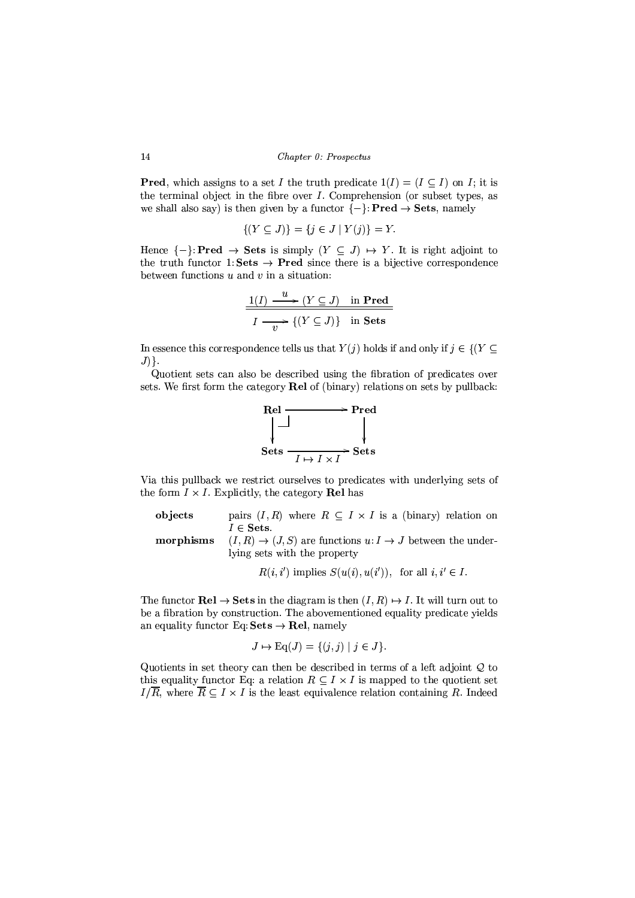**Pred**, which assigns to a set $I$ the truth predicate $1(I) = (I \subseteq I)$ on $I$; it is the terminal object in the fibre over $I$. Comprehension (or subset types, as we shall also say) is then given by a functor $\{-\}: \mathbf{Pred} \to \mathbf{Sets}$, namely

$$\{(Y \subseteq J)\} = \{j \in J \mid Y(j)\} = Y.$$

Hence $\{-\}: \mathbf{Pred} \to \mathbf{Sets}$ is simply $(Y \subseteq J) \mapsto Y$. It is right adjoint to the truth functor $1: \mathbf{Sets} \to \mathbf{Pred}$ since there is a bijective correspondence between functions $u$ and $v$ in a situation:

$$\frac{1(I) \xrightarrow{\;u\;} (Y \subseteq J) \quad \text{in } \mathbf{Pred}}{I \xrightarrow[\;v\;]{} \{(Y \subseteq J)\} \quad \text{in } \mathbf{Sets}}$$

In essence this correspondence tells us that $Y(j)$ holds if and only if $j \in \{(Y \subseteq J)\}$.

Quotient sets can also be described using the fibration of predicates over sets. We first form the category **Rel** of (binary) relations on sets by pullback:

$$\begin{array}{ccc} \mathbf{Rel} & \longrightarrow & \mathbf{Pred} \\ \big\downarrow & \lrcorner & \big\downarrow \\ \mathbf{Sets} & \xrightarrow[I \mapsto I \times I]{} & \mathbf{Sets} \end{array}$$

Via this pullback we restrict ourselves to predicates with underlying sets of the form $I \times I$. Explicitly, the category **Rel** has

**objects** pairs $(I, R)$ where $R \subseteq I \times I$ is a (binary) relation on $I \in \mathbf{Sets}$.

**morphisms** $(I, R) \to (J, S)$ are functions $u: I \to J$ between the underlying sets with the property

$$R(i, i') \text{ implies } S(u(i), u(i')), \quad \text{for all } i, i' \in I.$$

The functor $\mathbf{Rel} \to \mathbf{Sets}$ in the diagram is then $(I, R) \mapsto I$. It will turn out to be a fibration by construction. The abovementioned equality predicate yields an equality functor $\mathrm{Eq}: \mathbf{Sets} \to \mathbf{Rel}$, namely

$$J \mapsto \mathrm{Eq}(J) = \{(j, j) \mid j \in J\}.$$

Quotients in set theory can then be described in terms of a left adjoint $\mathcal{Q}$ to this equality functor Eq: a relation $R \subseteq I \times I$ is mapped to the quotient set $I/\overline{R}$, where $\overline{R} \subseteq I \times I$ is the least equivalence relation containing $R$. Indeed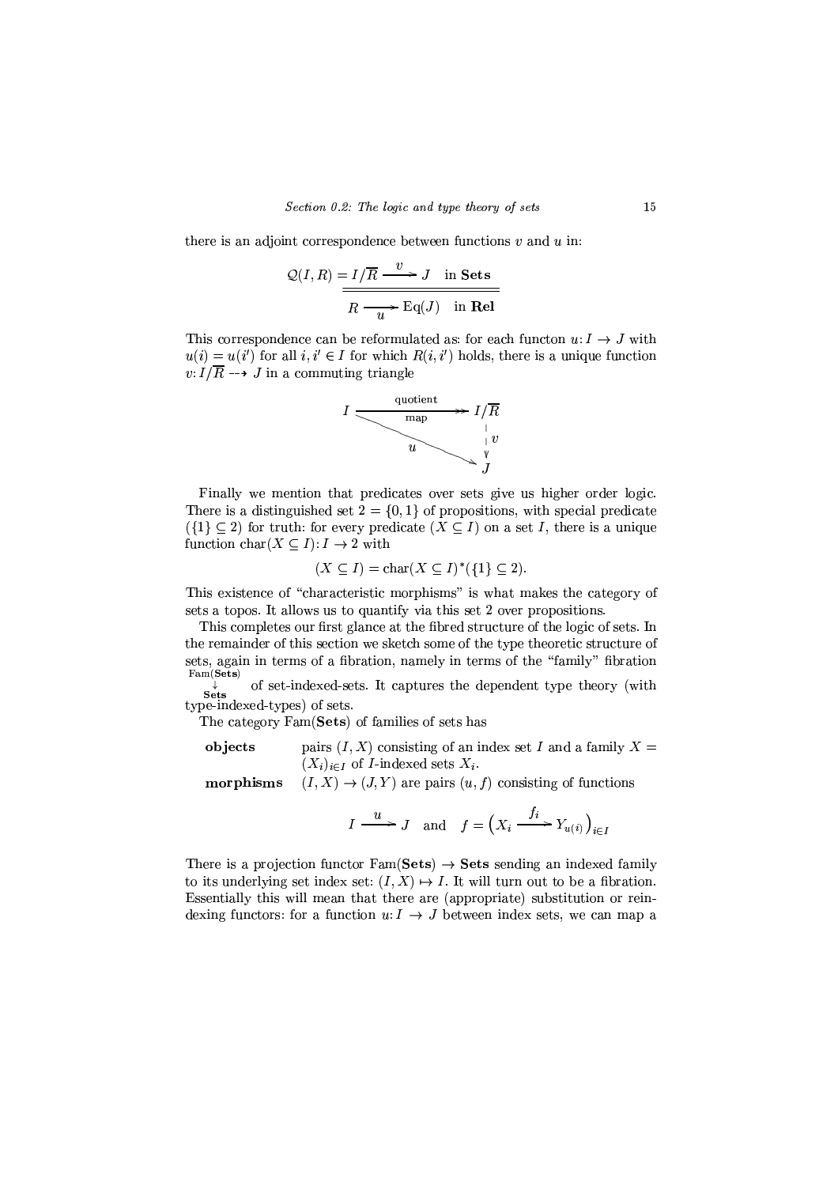there is an adjoint correspondence between functions $v$ and $u$ in:

$$\frac{\mathcal{Q}(I,R) = I/\overline{R} \xrightarrow{\ v\ } J \quad \text{in } \mathbf{Sets}}{R \xrightarrow[u]{} \mathrm{Eq}(J) \quad \text{in } \mathbf{Rel}}$$

This correspondence can be reformulated as: for each functon $u: I \to J$ with $u(i) = u(i')$ for all $i, i' \in I$ for which $R(i, i')$ holds, there is a unique function $v: I/\overline{R} \dashrightarrow J$ in a commuting triangle

$$\begin{array}{ccc} I & \xrightarrow[\text{map}]{\text{quotient}} & I/\overline{R} \\ & \searrow^{u} & \downarrow v \\ & & J \end{array}$$

Finally we mention that predicates over sets give us higher order logic. There is a distinguished set $2 = \{0, 1\}$ of propositions, with special predicate $(\{1\} \subseteq 2)$ for truth: for every predicate $(X \subseteq I)$ on a set $I$, there is a unique function $\mathrm{char}(X \subseteq I): I \to 2$ with

$$(X \subseteq I) = \mathrm{char}(X \subseteq I)^*(\{1\} \subseteq 2).$$

This existence of "characteristic morphisms" is what makes the category of sets a topos. It allows us to quantify via this set 2 over propositions.

This completes our first glance at the fibred structure of the logic of sets. In the remainder of this section we sketch some of the type theoretic structure of sets, again in terms of a fibration, namely in terms of the "family" fibration $\begin{array}{c}\mathrm{Fam}(\mathbf{Sets})\\ \downarrow \\ \mathbf{Sets}\end{array}$ of set-indexed-sets. It captures the dependent type theory (with type-indexed-types) of sets.

The category $\mathrm{Fam}(\mathbf{Sets})$ of families of sets has

**objects** pairs $(I, X)$ consisting of an index set $I$ and a family $X = (X_i)_{i \in I}$ of $I$-indexed sets $X_i$.

**morphisms** $(I, X) \to (J, Y)$ are pairs $(u, f)$ consisting of functions

$$I \xrightarrow{\ u\ } J \quad \text{and} \quad f = \left(X_i \xrightarrow{\ f_i\ } Y_{u(i)}\right)_{i \in I}$$

There is a projection functor $\mathrm{Fam}(\mathbf{Sets}) \to \mathbf{Sets}$ sending an indexed family to its underlying set index set: $(I, X) \mapsto I$. It will turn out to be a fibration. Essentially this will mean that there are (appropriate) substitution or reindexing functors: for a function $u: I \to J$ between index sets, we can map a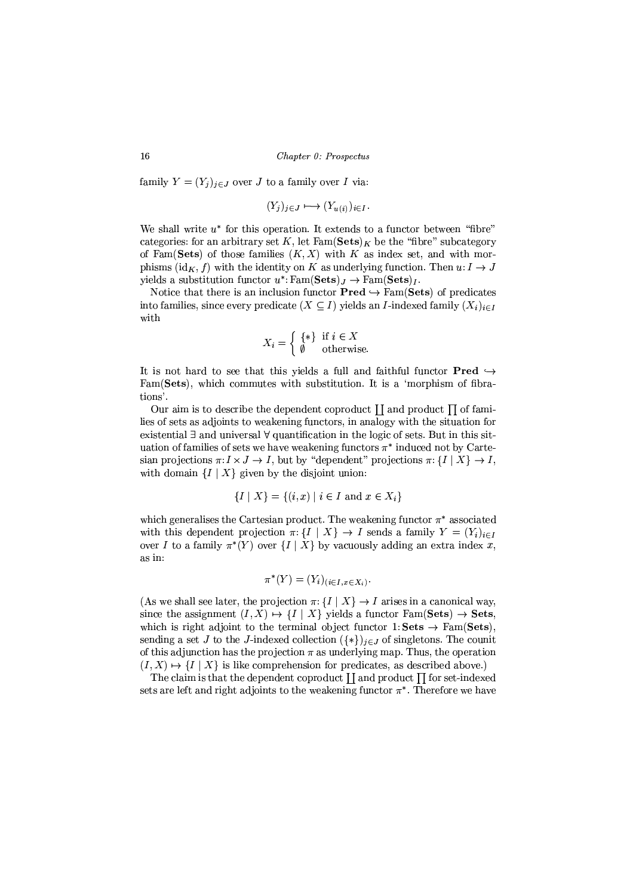family $Y = (Y_j)_{j \in J}$ over $J$ to a family over $I$ via:

$$(Y_j)_{j \in J} \longmapsto (Y_{u(i)})_{i \in I}.$$

We shall write $u^*$ for this operation. It extends to a functor between "fibre" categories: for an arbitrary set $K$, let $\text{Fam}(\mathbf{Sets})_K$ be the "fibre" subcategory of $\text{Fam}(\mathbf{Sets})$ of those families $(K, X)$ with $K$ as index set, and with morphisms $(\text{id}_K, f)$ with the identity on $K$ as underlying function. Then $u: I \to J$ yields a substitution functor $u^*: \text{Fam}(\mathbf{Sets})_J \to \text{Fam}(\mathbf{Sets})_I$.

Notice that there is an inclusion functor $\mathbf{Pred} \hookrightarrow \text{Fam}(\mathbf{Sets})$ of predicates into families, since every predicate $(X \subseteq I)$ yields an $I$-indexed family $(X_i)_{i \in I}$ with

$$X_i = \begin{cases} \{*\} & \text{if } i \in X \\ \emptyset & \text{otherwise.} \end{cases}$$

It is not hard to see that this yields a full and faithful functor $\mathbf{Pred} \hookrightarrow \text{Fam}(\mathbf{Sets})$, which commutes with substitution. It is a 'morphism of fibrations'.

Our aim is to describe the dependent coproduct $\coprod$ and product $\prod$ of families of sets as adjoints to weakening functors, in analogy with the situation for existential $\exists$ and universal $\forall$ quantification in the logic of sets. But in this situation of families of sets we have weakening functors $\pi^*$ induced not by Cartesian projections $\pi: I \times J \to I$, but by "dependent" projections $\pi: \{I \mid X\} \to I$, with domain $\{I \mid X\}$ given by the disjoint union:

$$\{I \mid X\} = \{(i, x) \mid i \in I \text{ and } x \in X_i\}$$

which generalises the Cartesian product. The weakening functor $\pi^*$ associated with this dependent projection $\pi: \{I \mid X\} \to I$ sends a family $Y = (Y_i)_{i \in I}$ over $I$ to a family $\pi^*(Y)$ over $\{I \mid X\}$ by vacuously adding an extra index $x$, as in:

$$\pi^*(Y) = (Y_i)_{(i \in I, x \in X_i)}.$$

(As we shall see later, the projection $\pi: \{I \mid X\} \to I$ arises in a canonical way, since the assignment $(I, X) \mapsto \{I \mid X\}$ yields a functor $\text{Fam}(\mathbf{Sets}) \to \mathbf{Sets}$, which is right adjoint to the terminal object functor $1: \mathbf{Sets} \to \text{Fam}(\mathbf{Sets})$, sending a set $J$ to the $J$-indexed collection $(\{*\})_{j \in J}$ of singletons. The counit of this adjunction has the projection $\pi$ as underlying map. Thus, the operation $(I, X) \mapsto \{I \mid X\}$ is like comprehension for predicates, as described above.)

The claim is that the dependent coproduct $\coprod$ and product $\prod$ for set-indexed sets are left and right adjoints to the weakening functor $\pi^*$. Therefore we have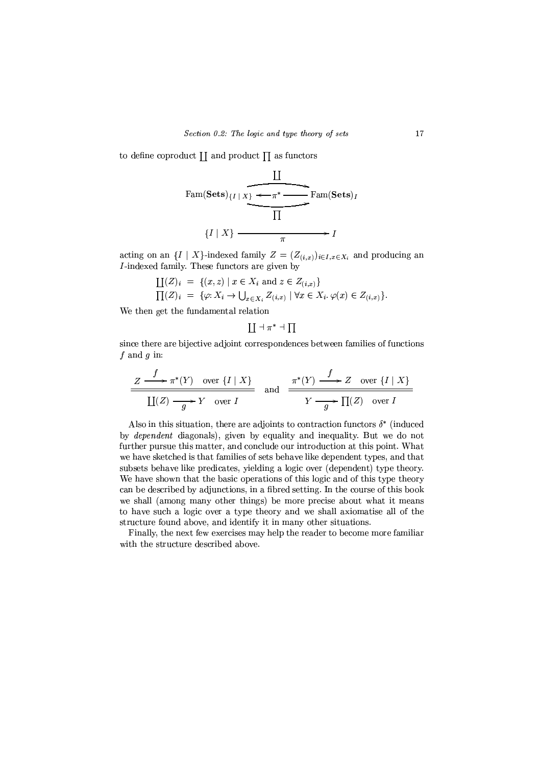to define coproduct $\coprod$ and product $\prod$ as functors

$$
\begin{array}{ccc}
 & \coprod & \\
\mathrm{Fam}(\mathbf{Sets})_{\{I \mid X\}} & \overset{\longrightarrow}{\underset{\longrightarrow}{\longleftarrow \pi^* \longrightarrow}} & \mathrm{Fam}(\mathbf{Sets})_I \\
 & \prod & \\
\{I \mid X\} & \xrightarrow[\pi]{\hspace{6em}} & I
\end{array}
$$

acting on an $\{I \mid X\}$-indexed family $Z = (Z_{(i,x)})_{i \in I, x \in X_i}$ and producing an $I$-indexed family. These functors are given by

$$
\begin{aligned}
\textstyle\coprod(Z)_i &= \{(x, z) \mid x \in X_i \text{ and } z \in Z_{(i,x)}\} \\
\textstyle\prod(Z)_i &= \{\varphi \colon X_i \to \textstyle\bigcup_{x \in X_i} Z_{(i,x)} \mid \forall x \in X_i.\, \varphi(x) \in Z_{(i,x)}\}.
\end{aligned}
$$

We then get the fundamental relation

$$\textstyle\coprod \dashv \pi^* \dashv \prod$$

since there are bijective adjoint correspondences between families of functions $f$ and $g$ in:

$$
\frac{Z \xrightarrow{\;f\;} \pi^*(Y) \quad \text{over } \{I \mid X\}}{\coprod(Z) \xrightarrow[\;g\;]{} Y \quad \text{over } I}
\qquad \text{and} \qquad
\frac{\pi^*(Y) \xrightarrow{\;f\;} Z \quad \text{over } \{I \mid X\}}{Y \xrightarrow[\;g\;]{} \prod(Z) \quad \text{over } I}
$$

Also in this situation, there are adjoints to contraction functors $\delta^*$ (induced by *dependent* diagonals), given by equality and inequality. But we do not further pursue this matter, and conclude our introduction at this point. What we have sketched is that families of sets behave like dependent types, and that subsets behave like predicates, yielding a logic over (dependent) type theory. We have shown that the basic operations of this logic and of this type theory can be described by adjunctions, in a fibred setting. In the course of this book we shall (among many other things) be more precise about what it means to have such a logic over a type theory and we shall axiomatise all of the structure found above, and identify it in many other situations.

Finally, the next few exercises may help the reader to become more familiar with the structure described above.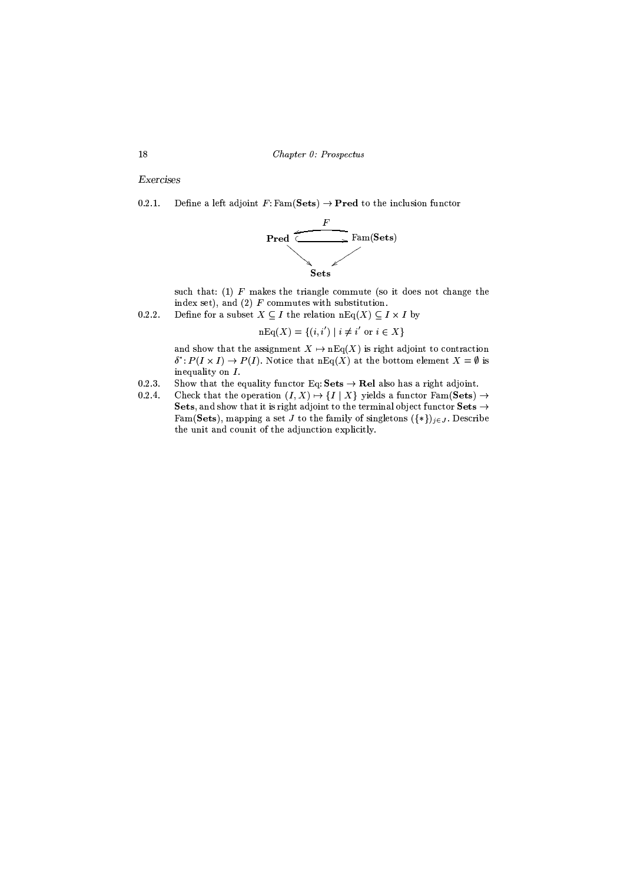*Exercises*

0.2.1. Define a left adjoint $F\colon \mathrm{Fam}(\mathbf{Sets}) \to \mathbf{Pred}$ to the inclusion functor

$$\begin{array}{ccc} \mathbf{Pred} & \overset{F}{\underset{\hookrightarrow}{\rightleftarrows}} & \mathrm{Fam}(\mathbf{Sets}) \\ & \searrow \quad \swarrow & \\ & \mathbf{Sets} & \end{array}$$

such that: (1) $F$ makes the triangle commute (so it does not change the index set), and (2) $F$ commutes with substitution.

0.2.2. Define for a subset $X \subseteq I$ the relation $\mathrm{nEq}(X) \subseteq I \times I$ by

$$\mathrm{nEq}(X) = \{(i, i') \mid i \neq i' \text{ or } i \in X\}$$

and show that the assignment $X \mapsto \mathrm{nEq}(X)$ is right adjoint to contraction $\delta^*\colon P(I \times I) \to P(I)$. Notice that $\mathrm{nEq}(X)$ at the bottom element $X = \emptyset$ is inequality on $I$.

0.2.3. Show that the equality functor $\mathrm{Eq}\colon \mathbf{Sets} \to \mathbf{Rel}$ also has a right adjoint.

0.2.4. Check that the operation $(I, X) \mapsto \{I \mid X\}$ yields a functor $\mathrm{Fam}(\mathbf{Sets}) \to \mathbf{Sets}$, and show that it is right adjoint to the terminal object functor $\mathbf{Sets} \to \mathrm{Fam}(\mathbf{Sets})$, mapping a set $J$ to the family of singletons $(\{*\})_{j \in J}$. Describe the unit and counit of the adjunction explicitly.